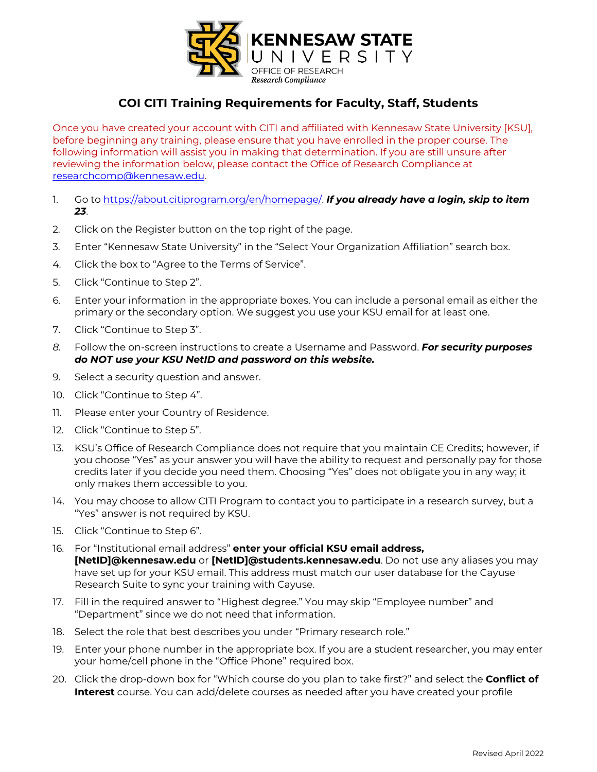KENNESAW STATE UNIVERSITY
OFFICE OF RESEARCH
*Research Compliance*

## COI CITI Training Requirements for Faculty, Staff, Students

Once you have created your account with CITI and affiliated with Kennesaw State University [KSU], before beginning any training, please ensure that you have enrolled in the proper course. The following information will assist you in making that determination. If you are still unsure after reviewing the information below, please contact the Office of Research Compliance at researchcomp@kennesaw.edu.

1. Go to https://about.citiprogram.org/en/homepage/. ***If you already have a login, skip to item 23***.
2. Click on the Register button on the top right of the page.
3. Enter "Kennesaw State University" in the "Select Your Organization Affiliation" search box.
4. Click the box to "Agree to the Terms of Service".
5. Click "Continue to Step 2".
6. Enter your information in the appropriate boxes. You can include a personal email as either the primary or the secondary option. We suggest you use your KSU email for at least one.
7. Click "Continue to Step 3".
8. Follow the on-screen instructions to create a Username and Password. ***For security purposes do NOT use your KSU NetID and password on this website.***
9. Select a security question and answer.
10. Click "Continue to Step 4".
11. Please enter your Country of Residence.
12. Click "Continue to Step 5".
13. KSU's Office of Research Compliance does not require that you maintain CE Credits; however, if you choose "Yes" as your answer you will have the ability to request and personally pay for those credits later if you decide you need them. Choosing "Yes" does not obligate you in any way; it only makes them accessible to you.
14. You may choose to allow CITI Program to contact you to participate in a research survey, but a "Yes" answer is not required by KSU.
15. Click "Continue to Step 6".
16. For "Institutional email address" **enter your official KSU email address, [NetID]@kennesaw.edu** or **[NetID]@students.kennesaw.edu**. Do not use any aliases you may have set up for your KSU email. This address must match our user database for the Cayuse Research Suite to sync your training with Cayuse.
17. Fill in the required answer to "Highest degree." You may skip "Employee number" and "Department" since we do not need that information.
18. Select the role that best describes you under "Primary research role."
19. Enter your phone number in the appropriate box. If you are a student researcher, you may enter your home/cell phone in the "Office Phone" required box.
20. Click the drop-down box for "Which course do you plan to take first?" and select the **Conflict of Interest** course. You can add/delete courses as needed after you have created your profile

Revised April 2022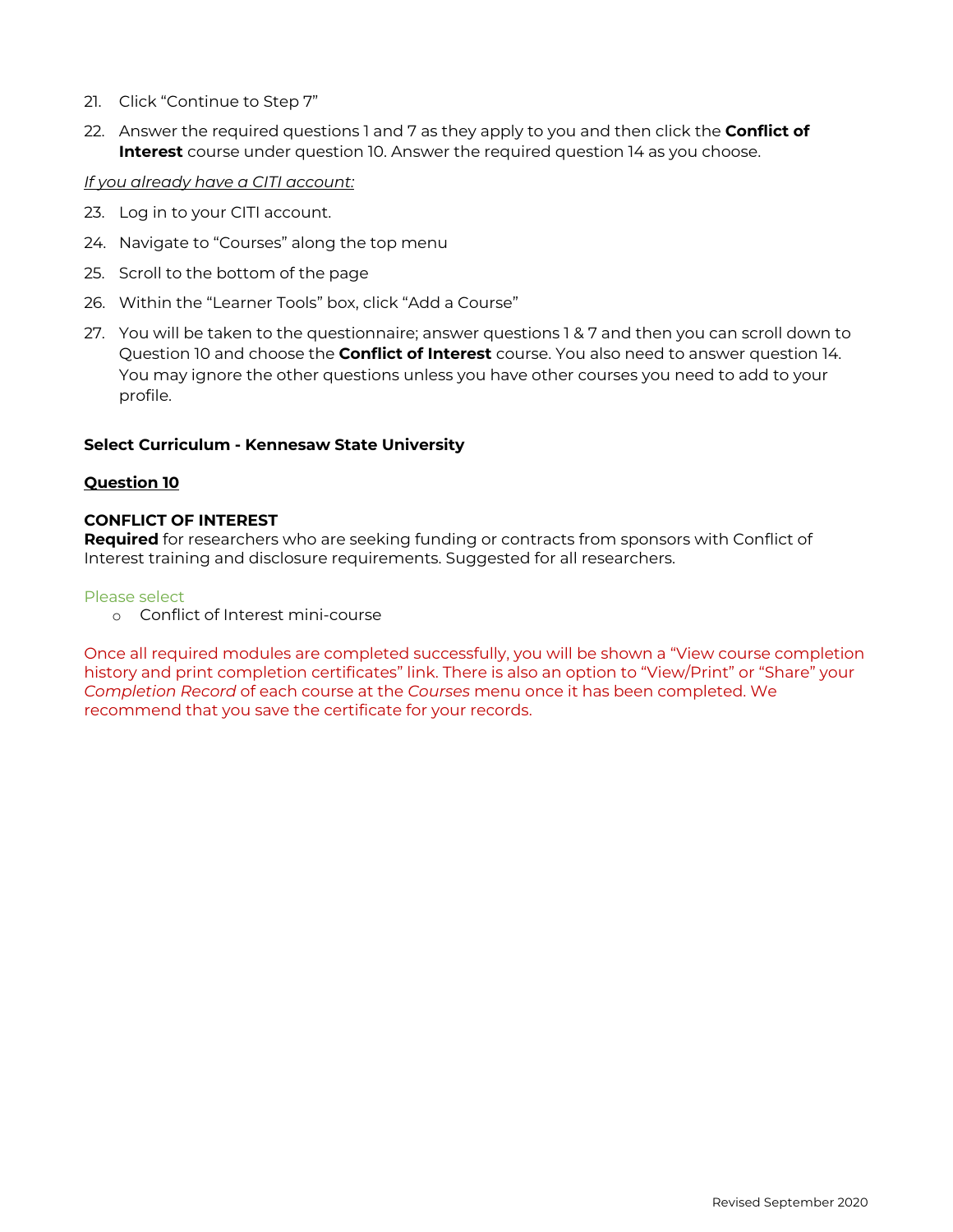21. Click "Continue to Step 7"
22. Answer the required questions 1 and 7 as they apply to you and then click the **Conflict of Interest** course under question 10. Answer the required question 14 as you choose.

*If you already have a CITI account:*

23. Log in to your CITI account.
24. Navigate to "Courses" along the top menu
25. Scroll to the bottom of the page
26. Within the "Learner Tools" box, click "Add a Course"
27. You will be taken to the questionnaire; answer questions 1 & 7 and then you can scroll down to Question 10 and choose the **Conflict of Interest** course. You also need to answer question 14. You may ignore the other questions unless you have other courses you need to add to your profile.

**Select Curriculum - Kennesaw State University**

**Question 10**

**CONFLICT OF INTEREST**
**Required** for researchers who are seeking funding or contracts from sponsors with Conflict of Interest training and disclosure requirements. Suggested for all researchers.

Please select

- Conflict of Interest mini-course

Once all required modules are completed successfully, you will be shown a "View course completion history and print completion certificates" link. There is also an option to "View/Print" or "Share" your *Completion Record* of each course at the *Courses* menu once it has been completed. We recommend that you save the certificate for your records.

Revised September 2020